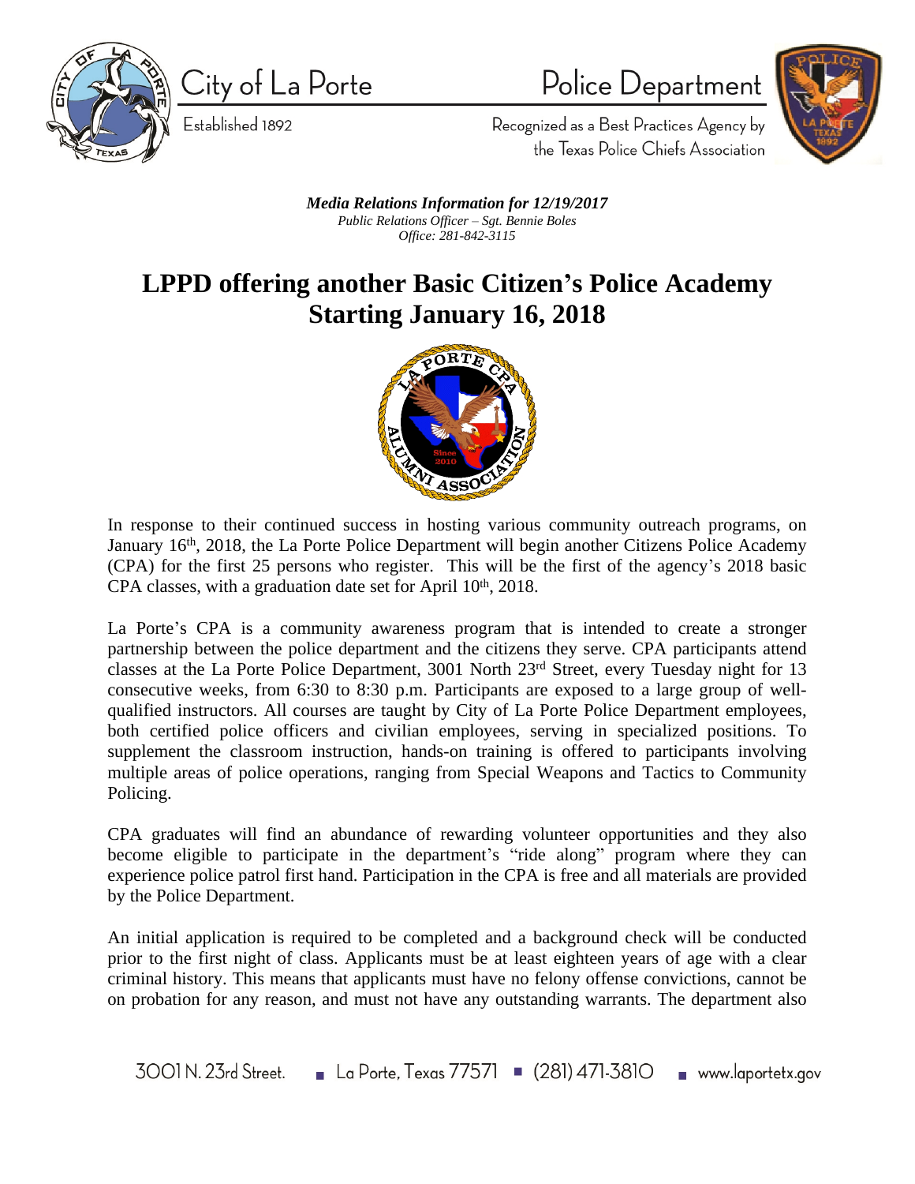City of La Porte

Established 1892

Police Department

Recognized as a Best Practices Agency by the Texas Police Chiefs Association

***Media Relations Information for 12/19/2017***
*Public Relations Officer – Sgt. Bennie Boles*
*Office: 281-842-3115*

# LPPD offering another Basic Citizen's Police Academy Starting January 16, 2018

In response to their continued success in hosting various community outreach programs, on January 16th, 2018, the La Porte Police Department will begin another Citizens Police Academy (CPA) for the first 25 persons who register. This will be the first of the agency's 2018 basic CPA classes, with a graduation date set for April 10th, 2018.

La Porte's CPA is a community awareness program that is intended to create a stronger partnership between the police department and the citizens they serve. CPA participants attend classes at the La Porte Police Department, 3001 North 23rd Street, every Tuesday night for 13 consecutive weeks, from 6:30 to 8:30 p.m. Participants are exposed to a large group of well-qualified instructors. All courses are taught by City of La Porte Police Department employees, both certified police officers and civilian employees, serving in specialized positions. To supplement the classroom instruction, hands-on training is offered to participants involving multiple areas of police operations, ranging from Special Weapons and Tactics to Community Policing.

CPA graduates will find an abundance of rewarding volunteer opportunities and they also become eligible to participate in the department's "ride along" program where they can experience police patrol first hand. Participation in the CPA is free and all materials are provided by the Police Department.

An initial application is required to be completed and a background check will be conducted prior to the first night of class. Applicants must be at least eighteen years of age with a clear criminal history. This means that applicants must have no felony offense convictions, cannot be on probation for any reason, and must not have any outstanding warrants. The department also

3001 N. 23rd Street. ▪ La Porte, Texas 77571 ▪ (281) 471-3810 ▪ www.laportetx.gov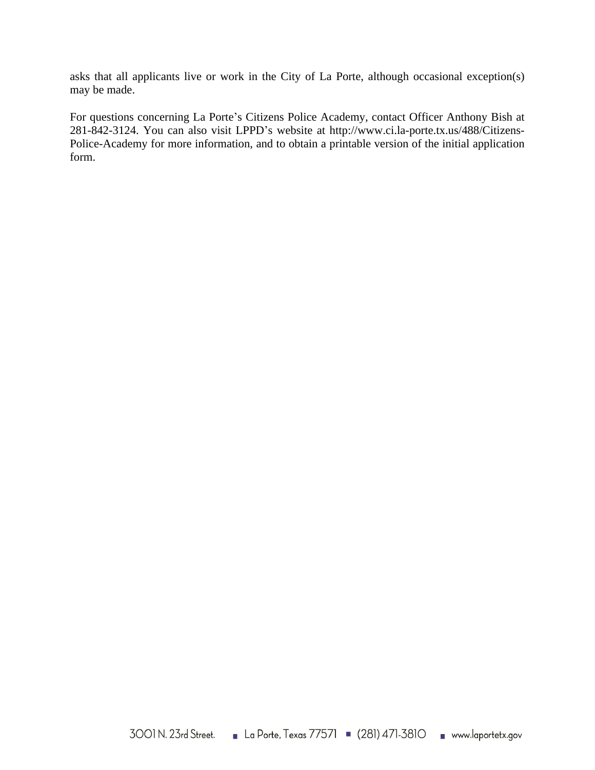asks that all applicants live or work in the City of La Porte, although occasional exception(s) may be made.

For questions concerning La Porte's Citizens Police Academy, contact Officer Anthony Bish at 281-842-3124. You can also visit LPPD's website at http://www.ci.la-porte.tx.us/488/Citizens-Police-Academy for more information, and to obtain a printable version of the initial application form.